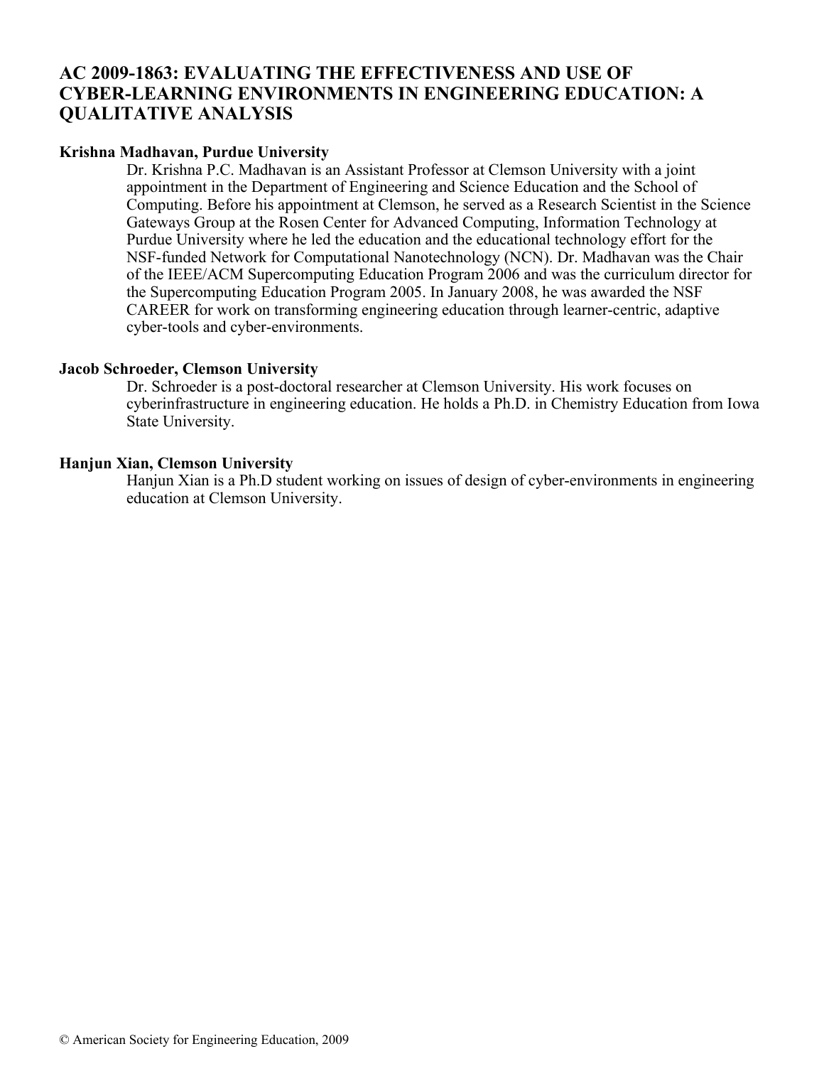# AC 2009-1863: EVALUATING THE EFFECTIVENESS AND USE OF CYBER-LEARNING ENVIRONMENTS IN ENGINEERING EDUCATION: A QUALITATIVE ANALYSIS

**Krishna Madhavan, Purdue University**

Dr. Krishna P.C. Madhavan is an Assistant Professor at Clemson University with a joint appointment in the Department of Engineering and Science Education and the School of Computing. Before his appointment at Clemson, he served as a Research Scientist in the Science Gateways Group at the Rosen Center for Advanced Computing, Information Technology at Purdue University where he led the education and the educational technology effort for the NSF-funded Network for Computational Nanotechnology (NCN). Dr. Madhavan was the Chair of the IEEE/ACM Supercomputing Education Program 2006 and was the curriculum director for the Supercomputing Education Program 2005. In January 2008, he was awarded the NSF CAREER for work on transforming engineering education through learner-centric, adaptive cyber-tools and cyber-environments.

**Jacob Schroeder, Clemson University**

Dr. Schroeder is a post-doctoral researcher at Clemson University. His work focuses on cyberinfrastructure in engineering education. He holds a Ph.D. in Chemistry Education from Iowa State University.

**Hanjun Xian, Clemson University**

Hanjun Xian is a Ph.D student working on issues of design of cyber-environments in engineering education at Clemson University.

© American Society for Engineering Education, 2009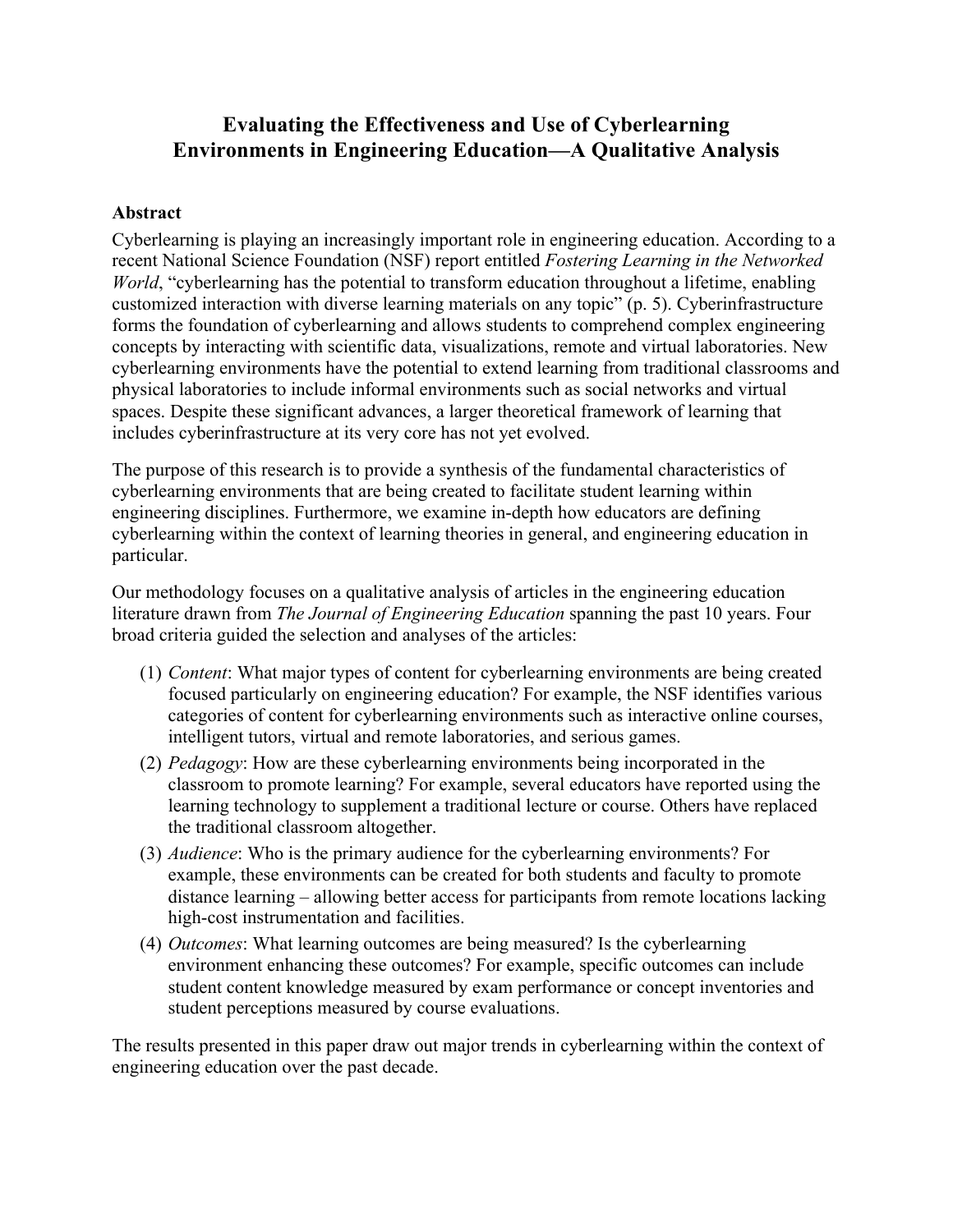# Evaluating the Effectiveness and Use of Cyberlearning Environments in Engineering Education—A Qualitative Analysis

## Abstract

Cyberlearning is playing an increasingly important role in engineering education. According to a recent National Science Foundation (NSF) report entitled *Fostering Learning in the Networked World*, "cyberlearning has the potential to transform education throughout a lifetime, enabling customized interaction with diverse learning materials on any topic" (p. 5). Cyberinfrastructure forms the foundation of cyberlearning and allows students to comprehend complex engineering concepts by interacting with scientific data, visualizations, remote and virtual laboratories. New cyberlearning environments have the potential to extend learning from traditional classrooms and physical laboratories to include informal environments such as social networks and virtual spaces. Despite these significant advances, a larger theoretical framework of learning that includes cyberinfrastructure at its very core has not yet evolved.

The purpose of this research is to provide a synthesis of the fundamental characteristics of cyberlearning environments that are being created to facilitate student learning within engineering disciplines. Furthermore, we examine in-depth how educators are defining cyberlearning within the context of learning theories in general, and engineering education in particular.

Our methodology focuses on a qualitative analysis of articles in the engineering education literature drawn from *The Journal of Engineering Education* spanning the past 10 years. Four broad criteria guided the selection and analyses of the articles:

(1) *Content*: What major types of content for cyberlearning environments are being created focused particularly on engineering education? For example, the NSF identifies various categories of content for cyberlearning environments such as interactive online courses, intelligent tutors, virtual and remote laboratories, and serious games.

(2) *Pedagogy*: How are these cyberlearning environments being incorporated in the classroom to promote learning? For example, several educators have reported using the learning technology to supplement a traditional lecture or course. Others have replaced the traditional classroom altogether.

(3) *Audience*: Who is the primary audience for the cyberlearning environments? For example, these environments can be created for both students and faculty to promote distance learning – allowing better access for participants from remote locations lacking high-cost instrumentation and facilities.

(4) *Outcomes*: What learning outcomes are being measured? Is the cyberlearning environment enhancing these outcomes? For example, specific outcomes can include student content knowledge measured by exam performance or concept inventories and student perceptions measured by course evaluations.

The results presented in this paper draw out major trends in cyberlearning within the context of engineering education over the past decade.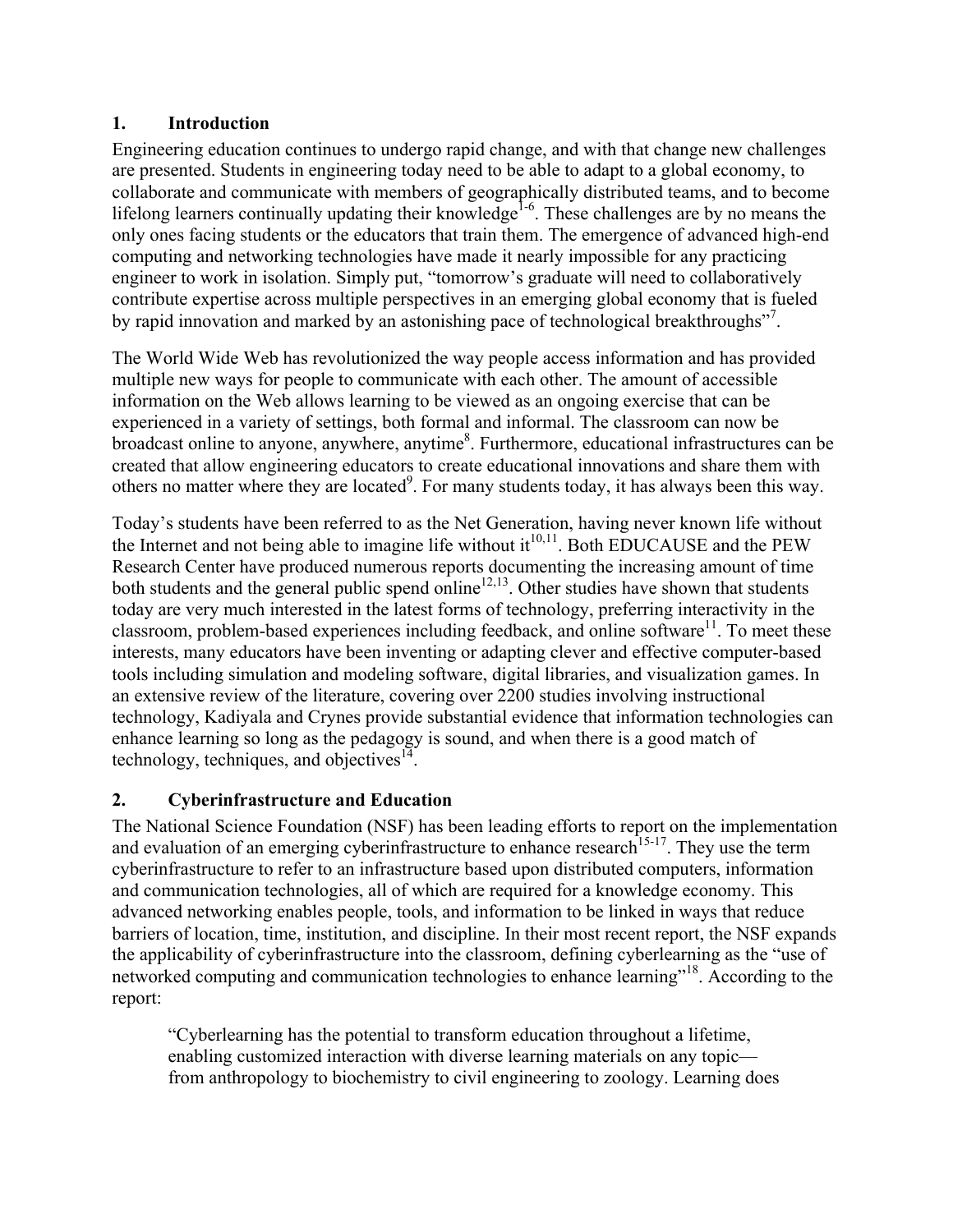## 1. Introduction

Engineering education continues to undergo rapid change, and with that change new challenges are presented. Students in engineering today need to be able to adapt to a global economy, to collaborate and communicate with members of geographically distributed teams, and to become lifelong learners continually updating their knowledge[1-6]. These challenges are by no means the only ones facing students or the educators that train them. The emergence of advanced high-end computing and networking technologies have made it nearly impossible for any practicing engineer to work in isolation. Simply put, "tomorrow's graduate will need to collaboratively contribute expertise across multiple perspectives in an emerging global economy that is fueled by rapid innovation and marked by an astonishing pace of technological breakthroughs"[7].

The World Wide Web has revolutionized the way people access information and has provided multiple new ways for people to communicate with each other. The amount of accessible information on the Web allows learning to be viewed as an ongoing exercise that can be experienced in a variety of settings, both formal and informal. The classroom can now be broadcast online to anyone, anywhere, anytime[8]. Furthermore, educational infrastructures can be created that allow engineering educators to create educational innovations and share them with others no matter where they are located[9]. For many students today, it has always been this way.

Today's students have been referred to as the Net Generation, having never known life without the Internet and not being able to imagine life without it[10,11]. Both EDUCAUSE and the PEW Research Center have produced numerous reports documenting the increasing amount of time both students and the general public spend online[12,13]. Other studies have shown that students today are very much interested in the latest forms of technology, preferring interactivity in the classroom, problem-based experiences including feedback, and online software[11]. To meet these interests, many educators have been inventing or adapting clever and effective computer-based tools including simulation and modeling software, digital libraries, and visualization games. In an extensive review of the literature, covering over 2200 studies involving instructional technology, Kadiyala and Crynes provide substantial evidence that information technologies can enhance learning so long as the pedagogy is sound, and when there is a good match of technology, techniques, and objectives[14].

## 2. Cyberinfrastructure and Education

The National Science Foundation (NSF) has been leading efforts to report on the implementation and evaluation of an emerging cyberinfrastructure to enhance research[15-17]. They use the term cyberinfrastructure to refer to an infrastructure based upon distributed computers, information and communication technologies, all of which are required for a knowledge economy. This advanced networking enables people, tools, and information to be linked in ways that reduce barriers of location, time, institution, and discipline. In their most recent report, the NSF expands the applicability of cyberinfrastructure into the classroom, defining cyberlearning as the "use of networked computing and communication technologies to enhance learning"[18]. According to the report:

> "Cyberlearning has the potential to transform education throughout a lifetime, enabling customized interaction with diverse learning materials on any topic— from anthropology to biochemistry to civil engineering to zoology. Learning does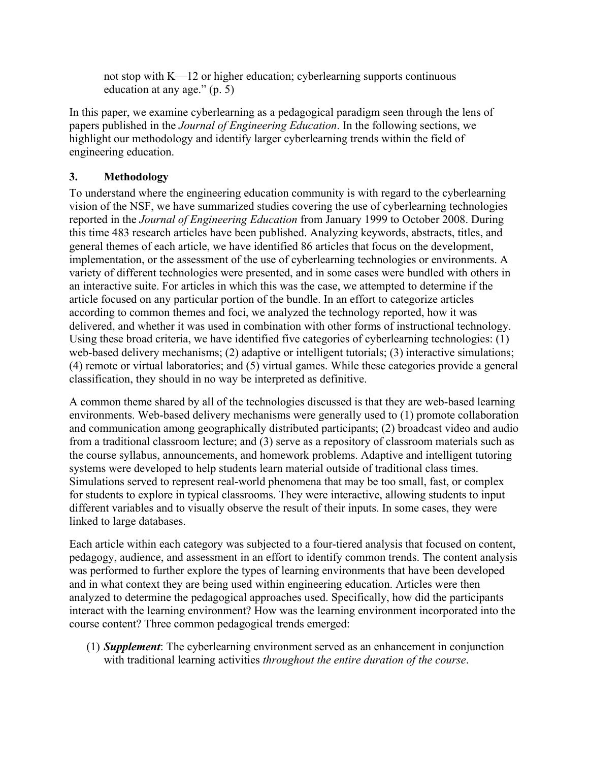not stop with K—12 or higher education; cyberlearning supports continuous education at any age." (p. 5)

In this paper, we examine cyberlearning as a pedagogical paradigm seen through the lens of papers published in the *Journal of Engineering Education*. In the following sections, we highlight our methodology and identify larger cyberlearning trends within the field of engineering education.

## 3. Methodology

To understand where the engineering education community is with regard to the cyberlearning vision of the NSF, we have summarized studies covering the use of cyberlearning technologies reported in the *Journal of Engineering Education* from January 1999 to October 2008. During this time 483 research articles have been published. Analyzing keywords, abstracts, titles, and general themes of each article, we have identified 86 articles that focus on the development, implementation, or the assessment of the use of cyberlearning technologies or environments. A variety of different technologies were presented, and in some cases were bundled with others in an interactive suite. For articles in which this was the case, we attempted to determine if the article focused on any particular portion of the bundle. In an effort to categorize articles according to common themes and foci, we analyzed the technology reported, how it was delivered, and whether it was used in combination with other forms of instructional technology. Using these broad criteria, we have identified five categories of cyberlearning technologies: (1) web-based delivery mechanisms; (2) adaptive or intelligent tutorials; (3) interactive simulations; (4) remote or virtual laboratories; and (5) virtual games. While these categories provide a general classification, they should in no way be interpreted as definitive.

A common theme shared by all of the technologies discussed is that they are web-based learning environments. Web-based delivery mechanisms were generally used to (1) promote collaboration and communication among geographically distributed participants; (2) broadcast video and audio from a traditional classroom lecture; and (3) serve as a repository of classroom materials such as the course syllabus, announcements, and homework problems. Adaptive and intelligent tutoring systems were developed to help students learn material outside of traditional class times. Simulations served to represent real-world phenomena that may be too small, fast, or complex for students to explore in typical classrooms. They were interactive, allowing students to input different variables and to visually observe the result of their inputs. In some cases, they were linked to large databases.

Each article within each category was subjected to a four-tiered analysis that focused on content, pedagogy, audience, and assessment in an effort to identify common trends. The content analysis was performed to further explore the types of learning environments that have been developed and in what context they are being used within engineering education. Articles were then analyzed to determine the pedagogical approaches used. Specifically, how did the participants interact with the learning environment? How was the learning environment incorporated into the course content? Three common pedagogical trends emerged:

(1) ***Supplement***: The cyberlearning environment served as an enhancement in conjunction with traditional learning activities *throughout the entire duration of the course*.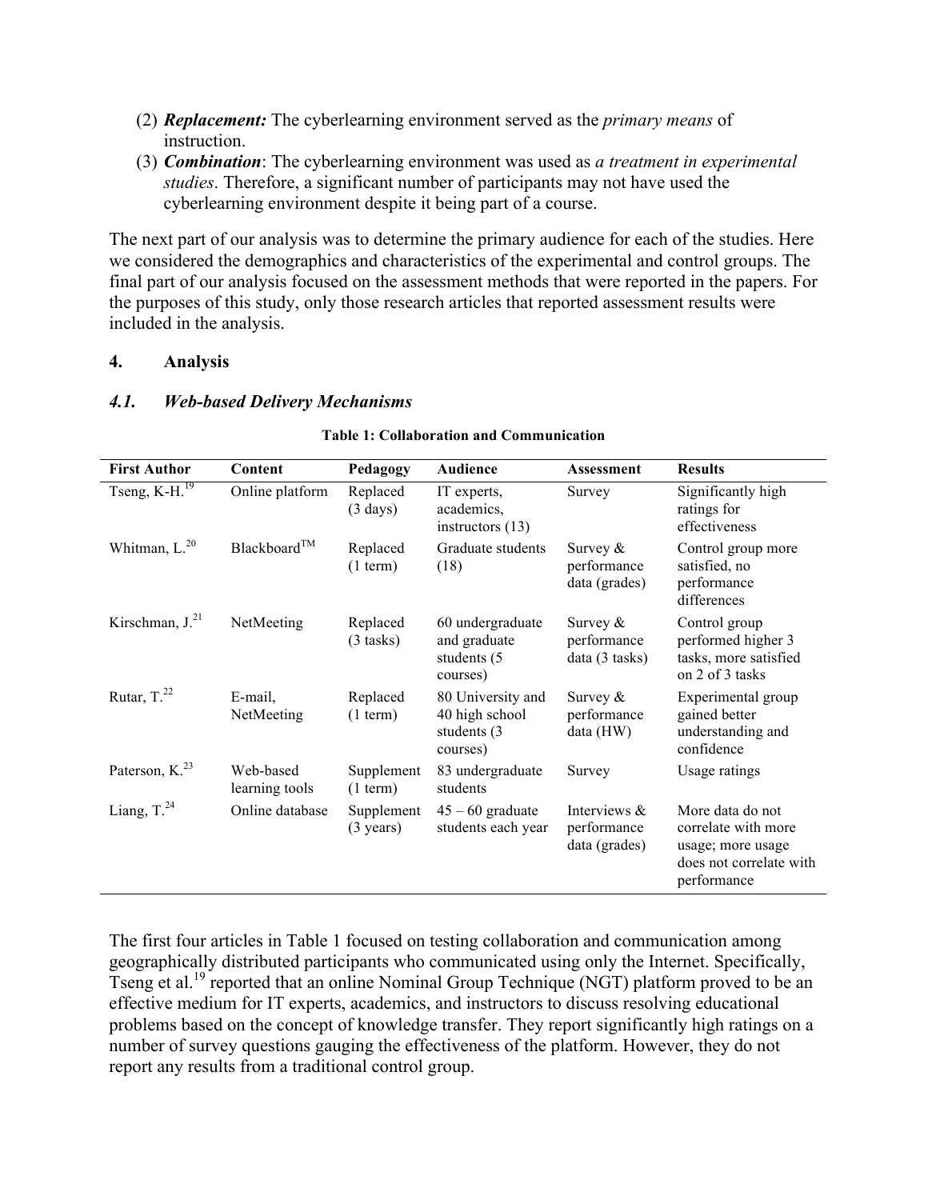(2) ***Replacement:*** The cyberlearning environment served as the *primary means* of instruction.
(3) ***Combination***: The cyberlearning environment was used as *a treatment in experimental studies*. Therefore, a significant number of participants may not have used the cyberlearning environment despite it being part of a course.

The next part of our analysis was to determine the primary audience for each of the studies. Here we considered the demographics and characteristics of the experimental and control groups. The final part of our analysis focused on the assessment methods that were reported in the papers. For the purposes of this study, only those research articles that reported assessment results were included in the analysis.

## 4. Analysis

### *4.1. Web-based Delivery Mechanisms*

**Table 1: Collaboration and Communication**

| First Author | Content | Pedagogy | Audience | Assessment | Results |
|---|---|---|---|---|---|
| Tseng, K-H.[19] | Online platform | Replaced (3 days) | IT experts, academics, instructors (13) | Survey | Significantly high ratings for effectiveness |
| Whitman, L.[20] | Blackboard™ | Replaced (1 term) | Graduate students (18) | Survey & performance data (grades) | Control group more satisfied, no performance differences |
| Kirschman, J.[21] | NetMeeting | Replaced (3 tasks) | 60 undergraduate and graduate students (5 courses) | Survey & performance data (3 tasks) | Control group performed higher 3 tasks, more satisfied on 2 of 3 tasks |
| Rutar, T.[22] | E-mail, NetMeeting | Replaced (1 term) | 80 University and 40 high school students (3 courses) | Survey & performance data (HW) | Experimental group gained better understanding and confidence |
| Paterson, K.[23] | Web-based learning tools | Supplement (1 term) | 83 undergraduate students | Survey | Usage ratings |
| Liang, T.[24] | Online database | Supplement (3 years) | 45 – 60 graduate students each year | Interviews & performance data (grades) | More data do not correlate with more usage; more usage does not correlate with performance |

The first four articles in Table 1 focused on testing collaboration and communication among geographically distributed participants who communicated using only the Internet. Specifically, Tseng et al.[19] reported that an online Nominal Group Technique (NGT) platform proved to be an effective medium for IT experts, academics, and instructors to discuss resolving educational problems based on the concept of knowledge transfer. They report significantly high ratings on a number of survey questions gauging the effectiveness of the platform. However, they do not report any results from a traditional control group.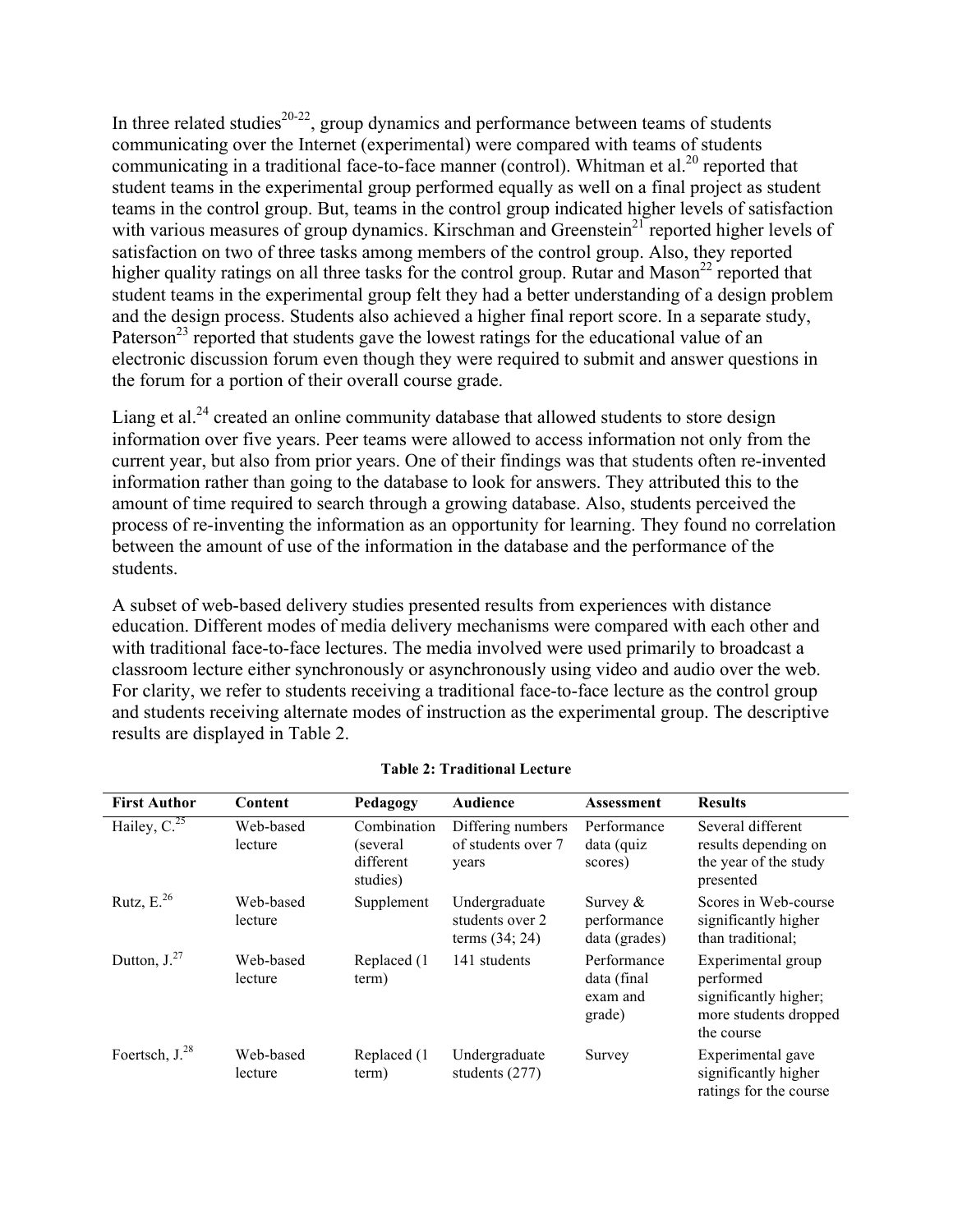In three related studies[20-22], group dynamics and performance between teams of students communicating over the Internet (experimental) were compared with teams of students communicating in a traditional face-to-face manner (control). Whitman et al.[20] reported that student teams in the experimental group performed equally as well on a final project as student teams in the control group. But, teams in the control group indicated higher levels of satisfaction with various measures of group dynamics. Kirschman and Greenstein[21] reported higher levels of satisfaction on two of three tasks among members of the control group. Also, they reported higher quality ratings on all three tasks for the control group. Rutar and Mason[22] reported that student teams in the experimental group felt they had a better understanding of a design problem and the design process. Students also achieved a higher final report score. In a separate study, Paterson[23] reported that students gave the lowest ratings for the educational value of an electronic discussion forum even though they were required to submit and answer questions in the forum for a portion of their overall course grade.

Liang et al.[24] created an online community database that allowed students to store design information over five years. Peer teams were allowed to access information not only from the current year, but also from prior years. One of their findings was that students often re-invented information rather than going to the database to look for answers. They attributed this to the amount of time required to search through a growing database. Also, students perceived the process of re-inventing the information as an opportunity for learning. They found no correlation between the amount of use of the information in the database and the performance of the students.

A subset of web-based delivery studies presented results from experiences with distance education. Different modes of media delivery mechanisms were compared with each other and with traditional face-to-face lectures. The media involved were used primarily to broadcast a classroom lecture either synchronously or asynchronously using video and audio over the web. For clarity, we refer to students receiving a traditional face-to-face lecture as the control group and students receiving alternate modes of instruction as the experimental group. The descriptive results are displayed in Table 2.

**Table 2: Traditional Lecture**

| First Author | Content | Pedagogy | Audience | Assessment | Results |
|---|---|---|---|---|---|
| Hailey, C.[25] | Web-based lecture | Combination (several different studies) | Differing numbers of students over 7 years | Performance data (quiz scores) | Several different results depending on the year of the study presented |
| Rutz, E.[26] | Web-based lecture | Supplement | Undergraduate students over 2 terms (34; 24) | Survey & performance data (grades) | Scores in Web-course significantly higher than traditional; |
| Dutton, J.[27] | Web-based lecture | Replaced (1 term) | 141 students | Performance data (final exam and grade) | Experimental group performed significantly higher; more students dropped the course |
| Foertsch, J.[28] | Web-based lecture | Replaced (1 term) | Undergraduate students (277) | Survey | Experimental gave significantly higher ratings for the course |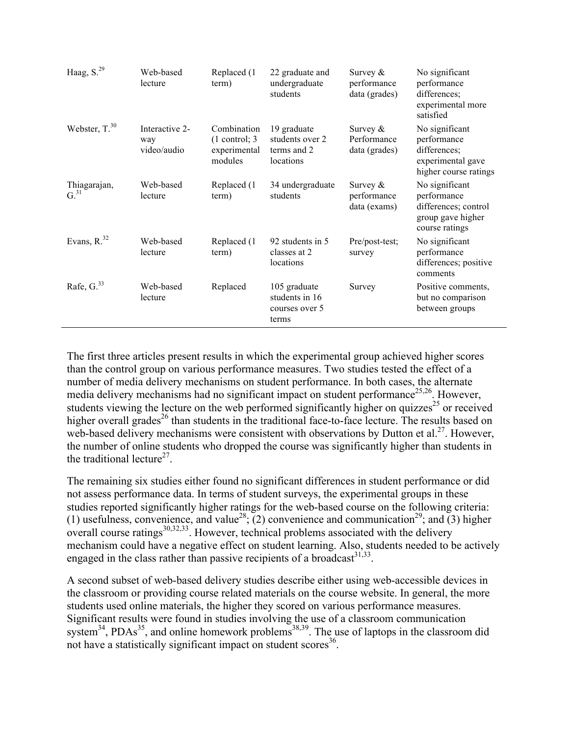| | | | | | |
|---|---|---|---|---|---|
| Haag, S.[29] | Web-based lecture | Replaced (1 term) | 22 graduate and undergraduate students | Survey & performance data (grades) | No significant performance differences; experimental more satisfied |
| Webster, T.[30] | Interactive 2-way video/audio | Combination (1 control; 3 experimental modules | 19 graduate students over 2 terms and 2 locations | Survey & Performance data (grades) | No significant performance differences; experimental gave higher course ratings |
| Thiagarajan, G.[31] | Web-based lecture | Replaced (1 term) | 34 undergraduate students | Survey & performance data (exams) | No significant performance differences; control group gave higher course ratings |
| Evans, R.[32] | Web-based lecture | Replaced (1 term) | 92 students in 5 classes at 2 locations | Pre/post-test; survey | No significant performance differences; positive comments |
| Rafe, G.[33] | Web-based lecture | Replaced | 105 graduate students in 16 courses over 5 terms | Survey | Positive comments, but no comparison between groups |

The first three articles present results in which the experimental group achieved higher scores than the control group on various performance measures. Two studies tested the effect of a number of media delivery mechanisms on student performance. In both cases, the alternate media delivery mechanisms had no significant impact on student performance[25,26]. However, students viewing the lecture on the web performed significantly higher on quizzes[25] or received higher overall grades[26] than students in the traditional face-to-face lecture. The results based on web-based delivery mechanisms were consistent with observations by Dutton et al.[27]. However, the number of online students who dropped the course was significantly higher than students in the traditional lecture[27].

The remaining six studies either found no significant differences in student performance or did not assess performance data. In terms of student surveys, the experimental groups in these studies reported significantly higher ratings for the web-based course on the following criteria: (1) usefulness, convenience, and value[28]; (2) convenience and communication[29]; and (3) higher overall course ratings[30,32,33]. However, technical problems associated with the delivery mechanism could have a negative effect on student learning. Also, students needed to be actively engaged in the class rather than passive recipients of a broadcast[31,33].

A second subset of web-based delivery studies describe either using web-accessible devices in the classroom or providing course related materials on the course website. In general, the more students used online materials, the higher they scored on various performance measures. Significant results were found in studies involving the use of a classroom communication system[34], PDAs[35], and online homework problems[38,39]. The use of laptops in the classroom did not have a statistically significant impact on student scores[36].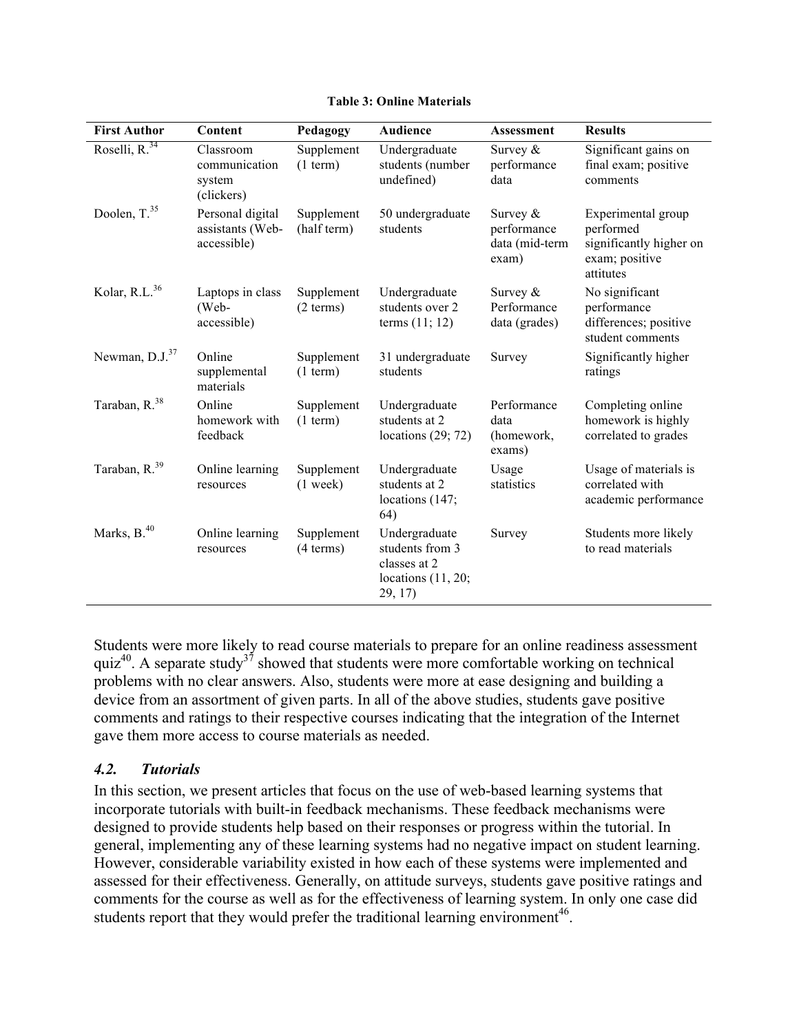**Table 3: Online Materials**

| First Author | Content | Pedagogy | Audience | Assessment | Results |
|---|---|---|---|---|---|
| Roselli, R.[34] | Classroom communication system (clickers) | Supplement (1 term) | Undergraduate students (number undefined) | Survey & performance data | Significant gains on final exam; positive comments |
| Doolen, T.[35] | Personal digital assistants (Web-accessible) | Supplement (half term) | 50 undergraduate students | Survey & performance data (mid-term exam) | Experimental group performed significantly higher on exam; positive attitutes |
| Kolar, R.L.[36] | Laptops in class (Web-accessible) | Supplement (2 terms) | Undergraduate students over 2 terms (11; 12) | Survey & Performance data (grades) | No significant performance differences; positive student comments |
| Newman, D.J.[37] | Online supplemental materials | Supplement (1 term) | 31 undergraduate students | Survey | Significantly higher ratings |
| Taraban, R.[38] | Online homework with feedback | Supplement (1 term) | Undergraduate students at 2 locations (29; 72) | Performance data (homework, exams) | Completing online homework is highly correlated to grades |
| Taraban, R.[39] | Online learning resources | Supplement (1 week) | Undergraduate students at 2 locations (147; 64) | Usage statistics | Usage of materials is correlated with academic performance |
| Marks, B.[40] | Online learning resources | Supplement (4 terms) | Undergraduate students from 3 classes at 2 locations (11, 20; 29, 17) | Survey | Students more likely to read materials |

Students were more likely to read course materials to prepare for an online readiness assessment quiz[40]. A separate study[37] showed that students were more comfortable working on technical problems with no clear answers. Also, students were more at ease designing and building a device from an assortment of given parts. In all of the above studies, students gave positive comments and ratings to their respective courses indicating that the integration of the Internet gave them more access to course materials as needed.

### *4.2. Tutorials*

In this section, we present articles that focus on the use of web-based learning systems that incorporate tutorials with built-in feedback mechanisms. These feedback mechanisms were designed to provide students help based on their responses or progress within the tutorial. In general, implementing any of these learning systems had no negative impact on student learning. However, considerable variability existed in how each of these systems were implemented and assessed for their effectiveness. Generally, on attitude surveys, students gave positive ratings and comments for the course as well as for the effectiveness of learning system. In only one case did students report that they would prefer the traditional learning environment[46].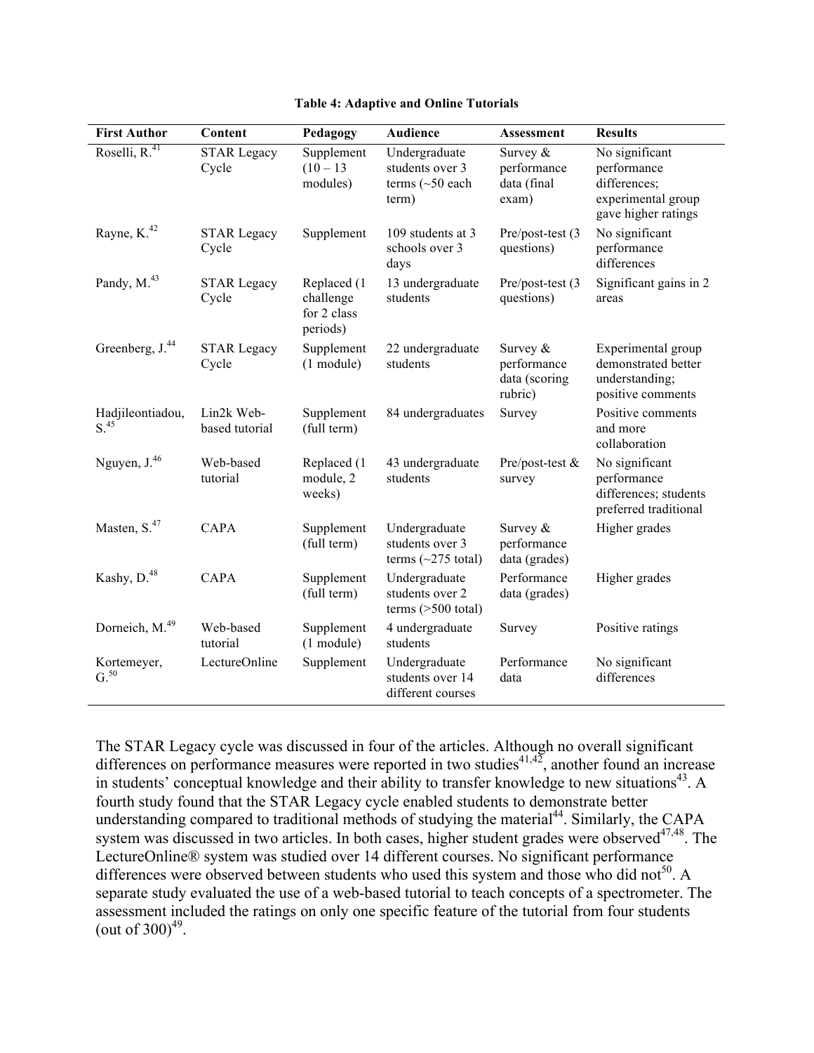**Table 4: Adaptive and Online Tutorials**

| First Author | Content | Pedagogy | Audience | Assessment | Results |
|---|---|---|---|---|---|
| Roselli, R.[41] | STAR Legacy Cycle | Supplement (10 – 13 modules) | Undergraduate students over 3 terms (~50 each term) | Survey & performance data (final exam) | No significant performance differences; experimental group gave higher ratings |
| Rayne, K.[42] | STAR Legacy Cycle | Supplement | 109 students at 3 schools over 3 days | Pre/post-test (3 questions) | No significant performance differences |
| Pandy, M.[43] | STAR Legacy Cycle | Replaced (1 challenge for 2 class periods) | 13 undergraduate students | Pre/post-test (3 questions) | Significant gains in 2 areas |
| Greenberg, J.[44] | STAR Legacy Cycle | Supplement (1 module) | 22 undergraduate students | Survey & performance data (scoring rubric) | Experimental group demonstrated better understanding; positive comments |
| Hadjileontiadou, S.[45] | Lin2k Web-based tutorial | Supplement (full term) | 84 undergraduates | Survey | Positive comments and more collaboration |
| Nguyen, J.[46] | Web-based tutorial | Replaced (1 module, 2 weeks) | 43 undergraduate students | Pre/post-test & survey | No significant performance differences; students preferred traditional |
| Masten, S.[47] | CAPA | Supplement (full term) | Undergraduate students over 3 terms (~275 total) | Survey & performance data (grades) | Higher grades |
| Kashy, D.[48] | CAPA | Supplement (full term) | Undergraduate students over 2 terms (>500 total) | Performance data (grades) | Higher grades |
| Dorneich, M.[49] | Web-based tutorial | Supplement (1 module) | 4 undergraduate students | Survey | Positive ratings |
| Kortemeyer, G.[50] | LectureOnline | Supplement | Undergraduate students over 14 different courses | Performance data | No significant differences |

The STAR Legacy cycle was discussed in four of the articles. Although no overall significant differences on performance measures were reported in two studies[41,42], another found an increase in students' conceptual knowledge and their ability to transfer knowledge to new situations[43]. A fourth study found that the STAR Legacy cycle enabled students to demonstrate better understanding compared to traditional methods of studying the material[44]. Similarly, the CAPA system was discussed in two articles. In both cases, higher student grades were observed[47,48]. The LectureOnline® system was studied over 14 different courses. No significant performance differences were observed between students who used this system and those who did not[50]. A separate study evaluated the use of a web-based tutorial to teach concepts of a spectrometer. The assessment included the ratings on only one specific feature of the tutorial from four students (out of 300)[49].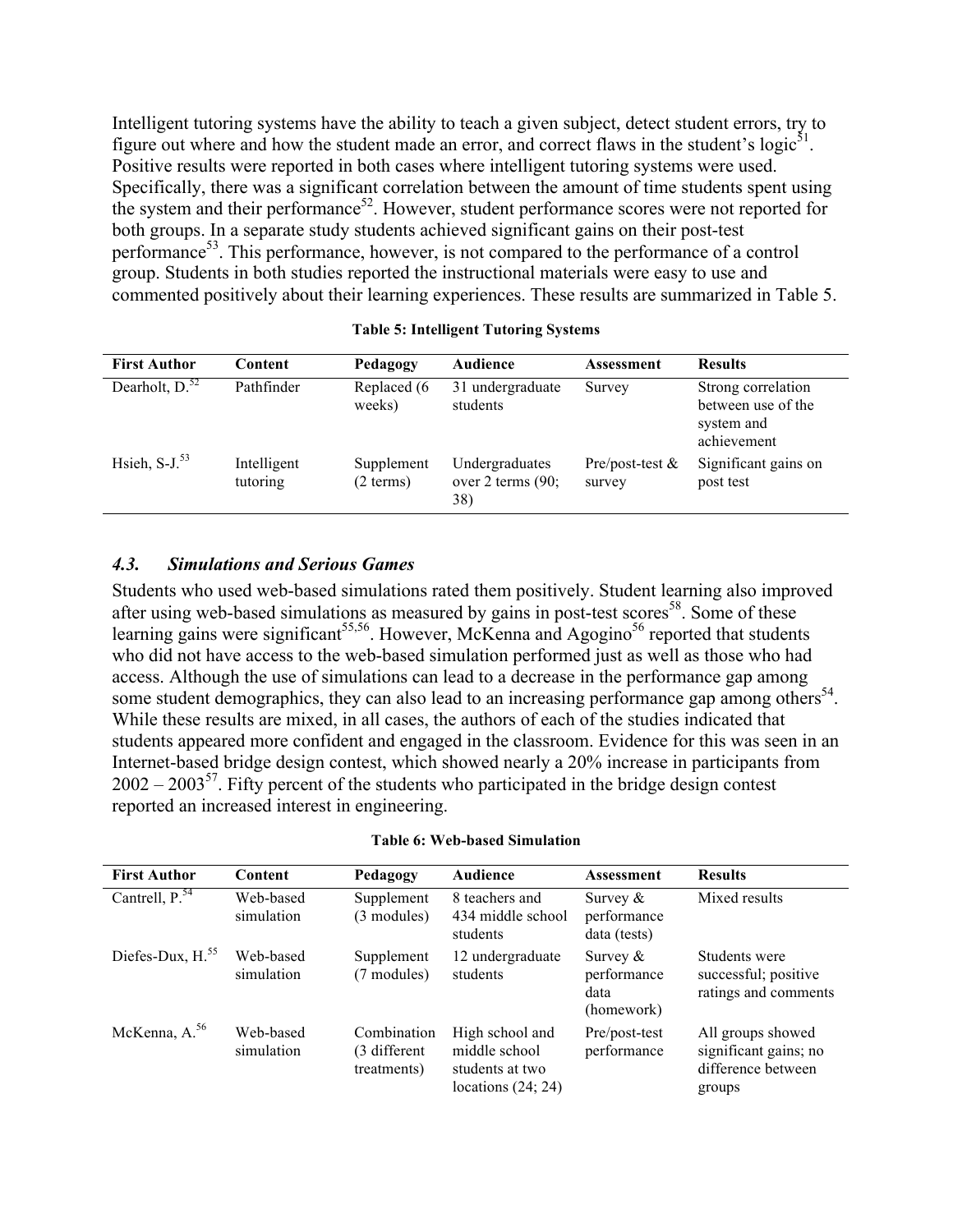Intelligent tutoring systems have the ability to teach a given subject, detect student errors, try to figure out where and how the student made an error, and correct flaws in the student's logic[51]. Positive results were reported in both cases where intelligent tutoring systems were used. Specifically, there was a significant correlation between the amount of time students spent using the system and their performance[52]. However, student performance scores were not reported for both groups. In a separate study students achieved significant gains on their post-test performance[53]. This performance, however, is not compared to the performance of a control group. Students in both studies reported the instructional materials were easy to use and commented positively about their learning experiences. These results are summarized in Table 5.

**Table 5: Intelligent Tutoring Systems**

| First Author | Content | Pedagogy | Audience | Assessment | Results |
|---|---|---|---|---|---|
| Dearholt, D.[52] | Pathfinder | Replaced (6 weeks) | 31 undergraduate students | Survey | Strong correlation between use of the system and achievement |
| Hsieh, S-J.[53] | Intelligent tutoring | Supplement (2 terms) | Undergraduates over 2 terms (90; 38) | Pre/post-test & survey | Significant gains on post test |

### *4.3. Simulations and Serious Games*

Students who used web-based simulations rated them positively. Student learning also improved after using web-based simulations as measured by gains in post-test scores[58]. Some of these learning gains were significant[55,56]. However, McKenna and Agogino[56] reported that students who did not have access to the web-based simulation performed just as well as those who had access. Although the use of simulations can lead to a decrease in the performance gap among some student demographics, they can also lead to an increasing performance gap among others[54]. While these results are mixed, in all cases, the authors of each of the studies indicated that students appeared more confident and engaged in the classroom. Evidence for this was seen in an Internet-based bridge design contest, which showed nearly a 20% increase in participants from 2002 – 2003[57]. Fifty percent of the students who participated in the bridge design contest reported an increased interest in engineering.

**Table 6: Web-based Simulation**

| First Author | Content | Pedagogy | Audience | Assessment | Results |
|---|---|---|---|---|---|
| Cantrell, P.[54] | Web-based simulation | Supplement (3 modules) | 8 teachers and 434 middle school students | Survey & performance data (tests) | Mixed results |
| Diefes-Dux, H.[55] | Web-based simulation | Supplement (7 modules) | 12 undergraduate students | Survey & performance data (homework) | Students were successful; positive ratings and comments |
| McKenna, A.[56] | Web-based simulation | Combination (3 different treatments) | High school and middle school students at two locations (24; 24) | Pre/post-test performance | All groups showed significant gains; no difference between groups |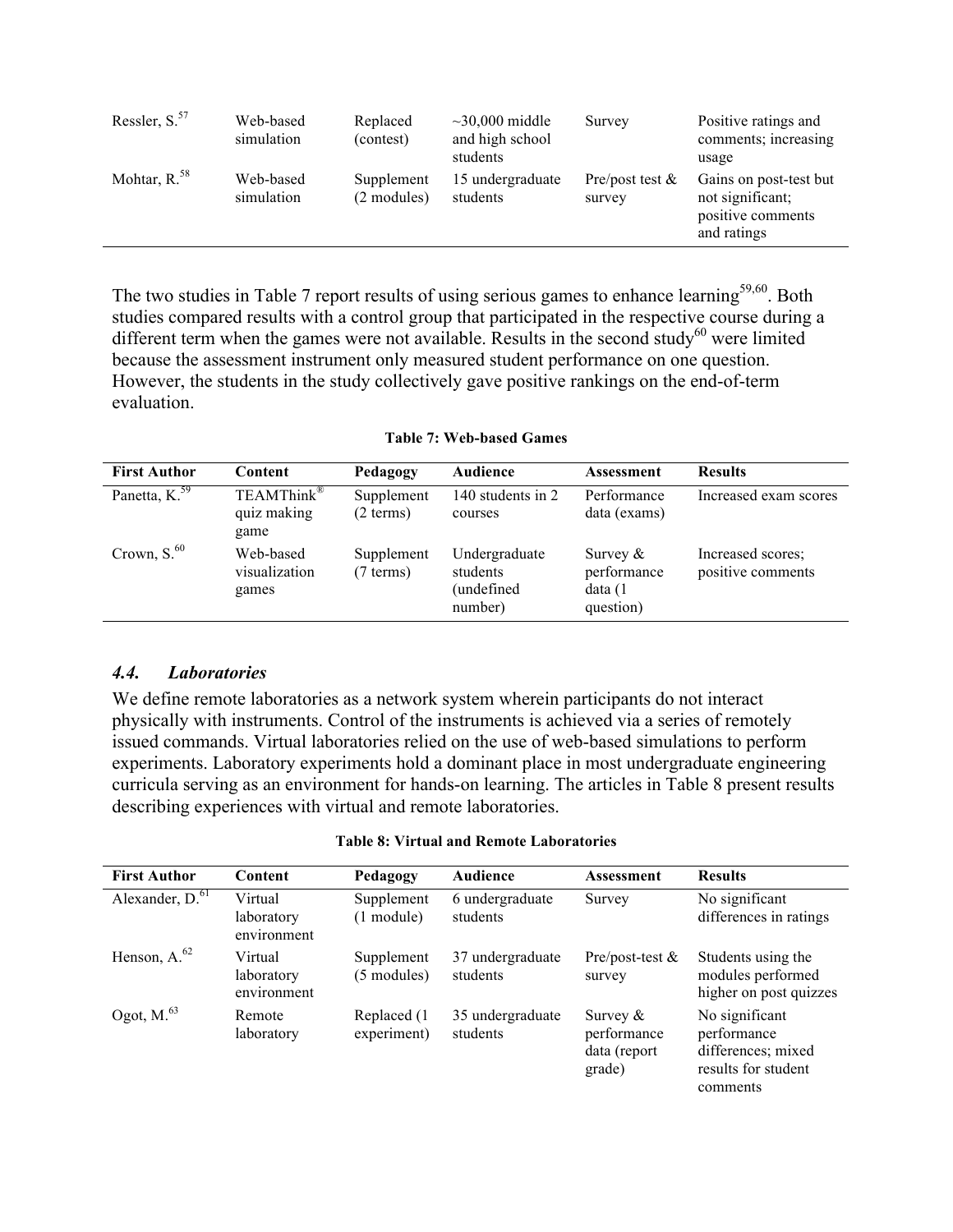| Ressler, S.[57] | Web-based simulation | Replaced (contest) | ~30,000 middle and high school students | Survey | Positive ratings and comments; increasing usage |
|---|---|---|---|---|---|
| Mohtar, R.[58] | Web-based simulation | Supplement (2 modules) | 15 undergraduate students | Pre/post test & survey | Gains on post-test but not significant; positive comments and ratings |

The two studies in Table 7 report results of using serious games to enhance learning[59,60]. Both studies compared results with a control group that participated in the respective course during a different term when the games were not available. Results in the second study[60] were limited because the assessment instrument only measured student performance on one question. However, the students in the study collectively gave positive rankings on the end-of-term evaluation.

**Table 7: Web-based Games**

| First Author | Content | Pedagogy | Audience | Assessment | Results |
|---|---|---|---|---|---|
| Panetta, K.[59] | TEAMThink® quiz making game | Supplement (2 terms) | 140 students in 2 courses | Performance data (exams) | Increased exam scores |
| Crown, S.[60] | Web-based visualization games | Supplement (7 terms) | Undergraduate students (undefined number) | Survey & performance data (1 question) | Increased scores; positive comments |

### *4.4. Laboratories*

We define remote laboratories as a network system wherein participants do not interact physically with instruments. Control of the instruments is achieved via a series of remotely issued commands. Virtual laboratories relied on the use of web-based simulations to perform experiments. Laboratory experiments hold a dominant place in most undergraduate engineering curricula serving as an environment for hands-on learning. The articles in Table 8 present results describing experiences with virtual and remote laboratories.

**Table 8: Virtual and Remote Laboratories**

| First Author | Content | Pedagogy | Audience | Assessment | Results |
|---|---|---|---|---|---|
| Alexander, D.[61] | Virtual laboratory environment | Supplement (1 module) | 6 undergraduate students | Survey | No significant differences in ratings |
| Henson, A.[62] | Virtual laboratory environment | Supplement (5 modules) | 37 undergraduate students | Pre/post-test & survey | Students using the modules performed higher on post quizzes |
| Ogot, M.[63] | Remote laboratory | Replaced (1 experiment) | 35 undergraduate students | Survey & performance data (report grade) | No significant performance differences; mixed results for student comments |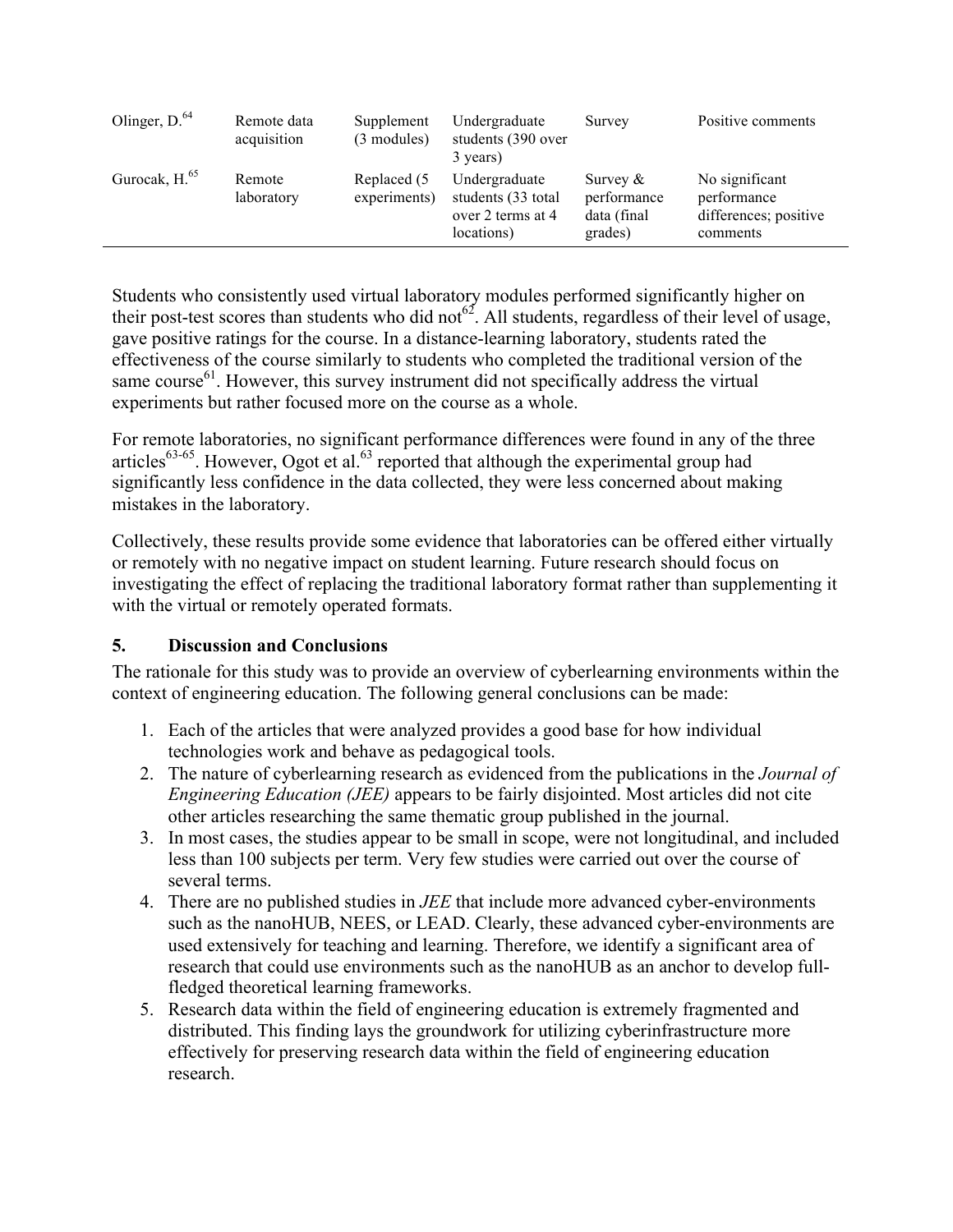| | | | | | |
|---|---|---|---|---|---|
| Olinger, D.[64] | Remote data acquisition | Supplement (3 modules) | Undergraduate students (390 over 3 years) | Survey | Positive comments |
| Gurocak, H.[65] | Remote laboratory | Replaced (5 experiments) | Undergraduate students (33 total over 2 terms at 4 locations) | Survey & performance data (final grades) | No significant performance differences; positive comments |

Students who consistently used virtual laboratory modules performed significantly higher on their post-test scores than students who did not[62]. All students, regardless of their level of usage, gave positive ratings for the course. In a distance-learning laboratory, students rated the effectiveness of the course similarly to students who completed the traditional version of the same course[61]. However, this survey instrument did not specifically address the virtual experiments but rather focused more on the course as a whole.

For remote laboratories, no significant performance differences were found in any of the three articles[63-65]. However, Ogot et al.[63] reported that although the experimental group had significantly less confidence in the data collected, they were less concerned about making mistakes in the laboratory.

Collectively, these results provide some evidence that laboratories can be offered either virtually or remotely with no negative impact on student learning. Future research should focus on investigating the effect of replacing the traditional laboratory format rather than supplementing it with the virtual or remotely operated formats.

## 5. Discussion and Conclusions

The rationale for this study was to provide an overview of cyberlearning environments within the context of engineering education. The following general conclusions can be made:

1. Each of the articles that were analyzed provides a good base for how individual technologies work and behave as pedagogical tools.
2. The nature of cyberlearning research as evidenced from the publications in the *Journal of Engineering Education (JEE)* appears to be fairly disjointed. Most articles did not cite other articles researching the same thematic group published in the journal.
3. In most cases, the studies appear to be small in scope, were not longitudinal, and included less than 100 subjects per term. Very few studies were carried out over the course of several terms.
4. There are no published studies in *JEE* that include more advanced cyber-environments such as the nanoHUB, NEES, or LEAD. Clearly, these advanced cyber-environments are used extensively for teaching and learning. Therefore, we identify a significant area of research that could use environments such as the nanoHUB as an anchor to develop full-fledged theoretical learning frameworks.
5. Research data within the field of engineering education is extremely fragmented and distributed. This finding lays the groundwork for utilizing cyberinfrastructure more effectively for preserving research data within the field of engineering education research.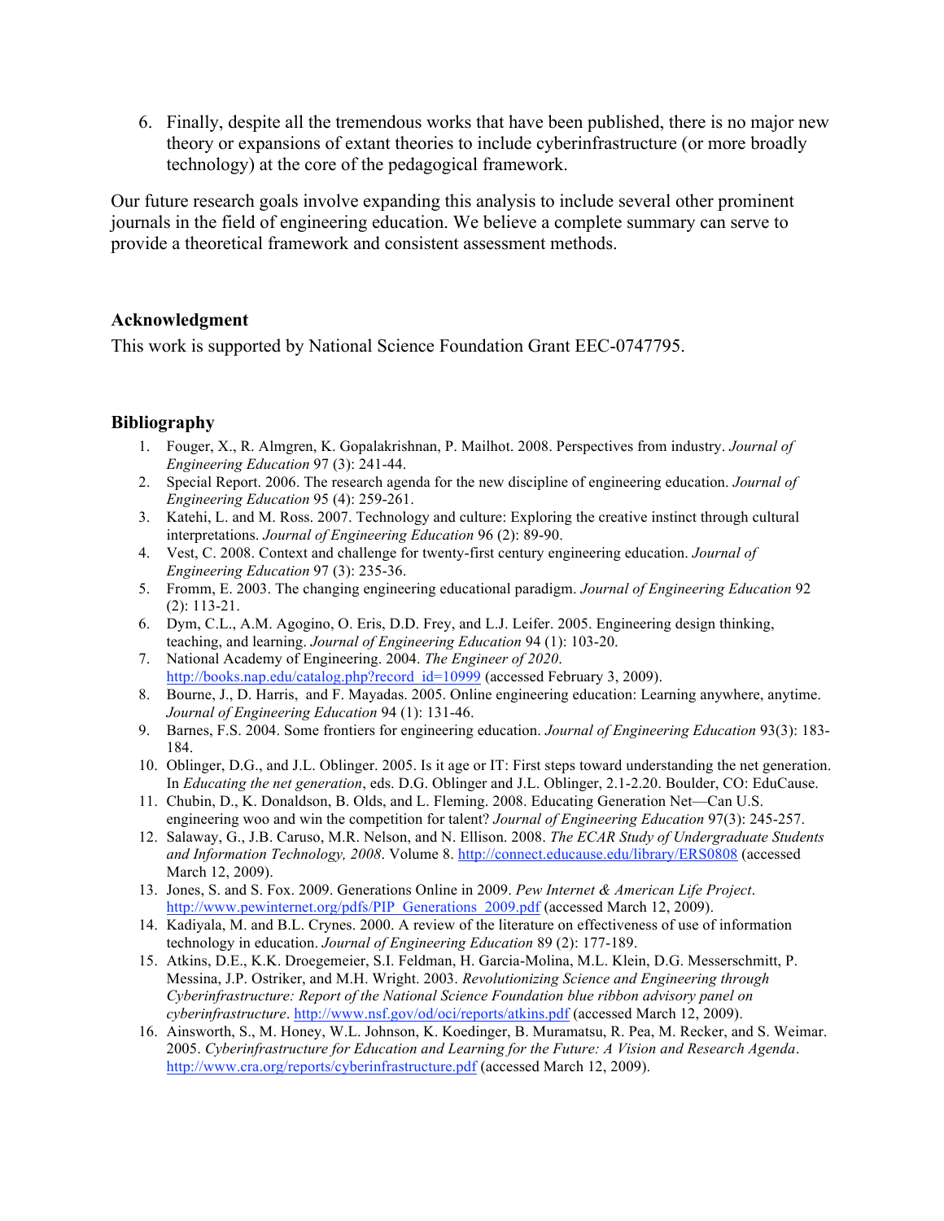6. Finally, despite all the tremendous works that have been published, there is no major new theory or expansions of extant theories to include cyberinfrastructure (or more broadly technology) at the core of the pedagogical framework.

Our future research goals involve expanding this analysis to include several other prominent journals in the field of engineering education. We believe a complete summary can serve to provide a theoretical framework and consistent assessment methods.

### Acknowledgment

This work is supported by National Science Foundation Grant EEC-0747795.

### Bibliography

1. Fouger, X., R. Almgren, K. Gopalakrishnan, P. Mailhot. 2008. Perspectives from industry. *Journal of Engineering Education* 97 (3): 241-44.
2. Special Report. 2006. The research agenda for the new discipline of engineering education. *Journal of Engineering Education* 95 (4): 259-261.
3. Katehi, L. and M. Ross. 2007. Technology and culture: Exploring the creative instinct through cultural interpretations. *Journal of Engineering Education* 96 (2): 89-90.
4. Vest, C. 2008. Context and challenge for twenty-first century engineering education. *Journal of Engineering Education* 97 (3): 235-36.
5. Fromm, E. 2003. The changing engineering educational paradigm. *Journal of Engineering Education* 92 (2): 113-21.
6. Dym, C.L., A.M. Agogino, O. Eris, D.D. Frey, and L.J. Leifer. 2005. Engineering design thinking, teaching, and learning. *Journal of Engineering Education* 94 (1): 103-20.
7. National Academy of Engineering. 2004. *The Engineer of 2020*. http://books.nap.edu/catalog.php?record_id=10999 (accessed February 3, 2009).
8. Bourne, J., D. Harris, and F. Mayadas. 2005. Online engineering education: Learning anywhere, anytime. *Journal of Engineering Education* 94 (1): 131-46.
9. Barnes, F.S. 2004. Some frontiers for engineering education. *Journal of Engineering Education* 93(3): 183-184.
10. Oblinger, D.G., and J.L. Oblinger. 2005. Is it age or IT: First steps toward understanding the net generation. In *Educating the net generation*, eds. D.G. Oblinger and J.L. Oblinger, 2.1-2.20. Boulder, CO: EduCause.
11. Chubin, D., K. Donaldson, B. Olds, and L. Fleming. 2008. Educating Generation Net—Can U.S. engineering woo and win the competition for talent? *Journal of Engineering Education* 97(3): 245-257.
12. Salaway, G., J.B. Caruso, M.R. Nelson, and N. Ellison. 2008. *The ECAR Study of Undergraduate Students and Information Technology, 2008*. Volume 8. http://connect.educause.edu/library/ERS0808 (accessed March 12, 2009).
13. Jones, S. and S. Fox. 2009. Generations Online in 2009. *Pew Internet & American Life Project*. http://www.pewinternet.org/pdfs/PIP_Generations_2009.pdf (accessed March 12, 2009).
14. Kadiyala, M. and B.L. Crynes. 2000. A review of the literature on effectiveness of use of information technology in education. *Journal of Engineering Education* 89 (2): 177-189.
15. Atkins, D.E., K.K. Droegemeier, S.I. Feldman, H. Garcia-Molina, M.L. Klein, D.G. Messerschmitt, P. Messina, J.P. Ostriker, and M.H. Wright. 2003. *Revolutionizing Science and Engineering through Cyberinfrastructure: Report of the National Science Foundation blue ribbon advisory panel on cyberinfrastructure*. http://www.nsf.gov/od/oci/reports/atkins.pdf (accessed March 12, 2009).
16. Ainsworth, S., M. Honey, W.L. Johnson, K. Koedinger, B. Muramatsu, R. Pea, M. Recker, and S. Weimar. 2005. *Cyberinfrastructure for Education and Learning for the Future: A Vision and Research Agenda*. http://www.cra.org/reports/cyberinfrastructure.pdf (accessed March 12, 2009).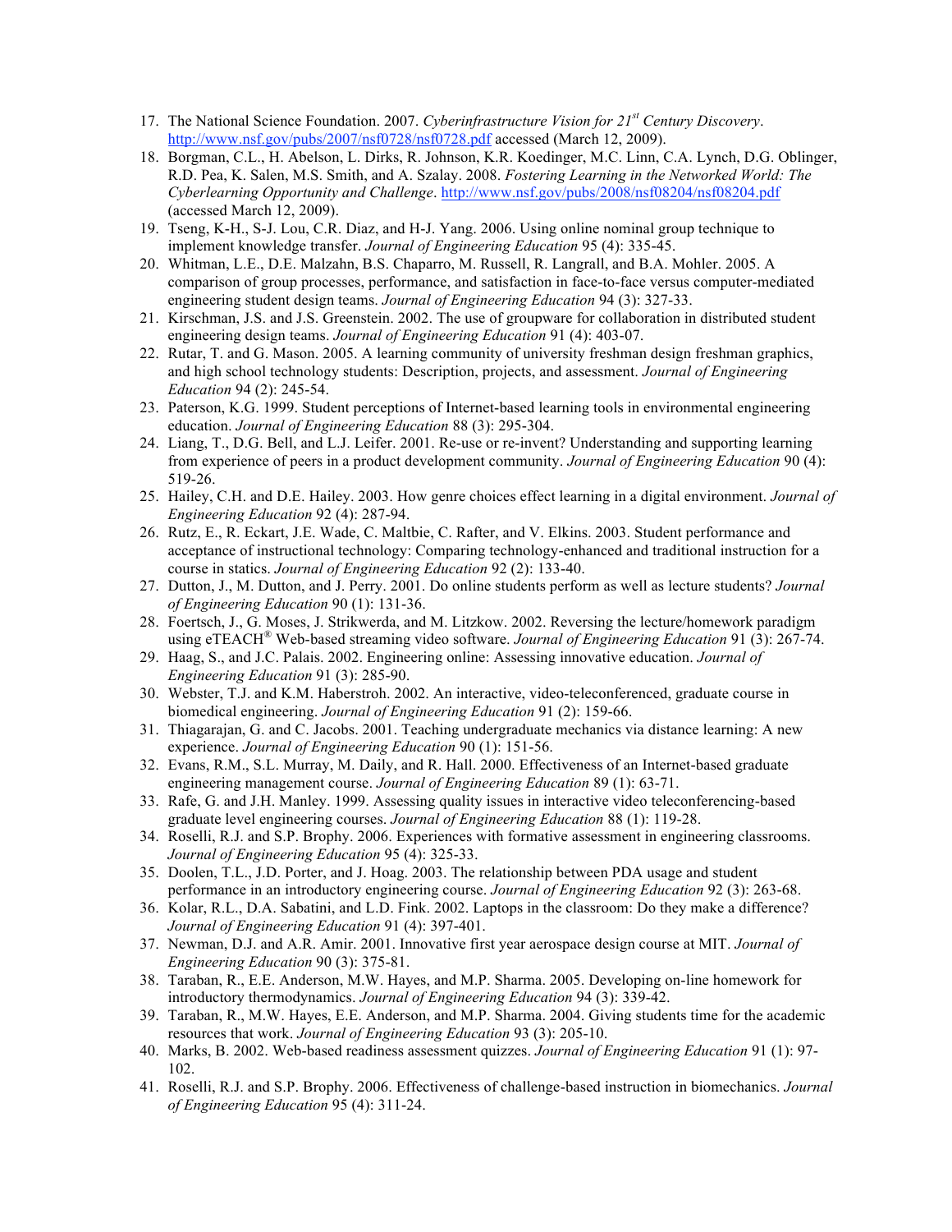17. The National Science Foundation. 2007. *Cyberinfrastructure Vision for 21st Century Discovery*. http://www.nsf.gov/pubs/2007/nsf0728/nsf0728.pdf accessed (March 12, 2009).
18. Borgman, C.L., H. Abelson, L. Dirks, R. Johnson, K.R. Koedinger, M.C. Linn, C.A. Lynch, D.G. Oblinger, R.D. Pea, K. Salen, M.S. Smith, and A. Szalay. 2008. *Fostering Learning in the Networked World: The Cyberlearning Opportunity and Challenge*. http://www.nsf.gov/pubs/2008/nsf08204/nsf08204.pdf (accessed March 12, 2009).
19. Tseng, K-H., S-J. Lou, C.R. Diaz, and H-J. Yang. 2006. Using online nominal group technique to implement knowledge transfer. *Journal of Engineering Education* 95 (4): 335-45.
20. Whitman, L.E., D.E. Malzahn, B.S. Chaparro, M. Russell, R. Langrall, and B.A. Mohler. 2005. A comparison of group processes, performance, and satisfaction in face-to-face versus computer-mediated engineering student design teams. *Journal of Engineering Education* 94 (3): 327-33.
21. Kirschman, J.S. and J.S. Greenstein. 2002. The use of groupware for collaboration in distributed student engineering design teams. *Journal of Engineering Education* 91 (4): 403-07.
22. Rutar, T. and G. Mason. 2005. A learning community of university freshman design freshman graphics, and high school technology students: Description, projects, and assessment. *Journal of Engineering Education* 94 (2): 245-54.
23. Paterson, K.G. 1999. Student perceptions of Internet-based learning tools in environmental engineering education. *Journal of Engineering Education* 88 (3): 295-304.
24. Liang, T., D.G. Bell, and L.J. Leifer. 2001. Re-use or re-invent? Understanding and supporting learning from experience of peers in a product development community. *Journal of Engineering Education* 90 (4): 519-26.
25. Hailey, C.H. and D.E. Hailey. 2003. How genre choices effect learning in a digital environment. *Journal of Engineering Education* 92 (4): 287-94.
26. Rutz, E., R. Eckart, J.E. Wade, C. Maltbie, C. Rafter, and V. Elkins. 2003. Student performance and acceptance of instructional technology: Comparing technology-enhanced and traditional instruction for a course in statics. *Journal of Engineering Education* 92 (2): 133-40.
27. Dutton, J., M. Dutton, and J. Perry. 2001. Do online students perform as well as lecture students? *Journal of Engineering Education* 90 (1): 131-36.
28. Foertsch, J., G. Moses, J. Strikwerda, and M. Litzkow. 2002. Reversing the lecture/homework paradigm using eTEACH® Web-based streaming video software. *Journal of Engineering Education* 91 (3): 267-74.
29. Haag, S., and J.C. Palais. 2002. Engineering online: Assessing innovative education. *Journal of Engineering Education* 91 (3): 285-90.
30. Webster, T.J. and K.M. Haberstroh. 2002. An interactive, video-teleconferenced, graduate course in biomedical engineering. *Journal of Engineering Education* 91 (2): 159-66.
31. Thiagarajan, G. and C. Jacobs. 2001. Teaching undergraduate mechanics via distance learning: A new experience. *Journal of Engineering Education* 90 (1): 151-56.
32. Evans, R.M., S.L. Murray, M. Daily, and R. Hall. 2000. Effectiveness of an Internet-based graduate engineering management course. *Journal of Engineering Education* 89 (1): 63-71.
33. Rafe, G. and J.H. Manley. 1999. Assessing quality issues in interactive video teleconferencing-based graduate level engineering courses. *Journal of Engineering Education* 88 (1): 119-28.
34. Roselli, R.J. and S.P. Brophy. 2006. Experiences with formative assessment in engineering classrooms. *Journal of Engineering Education* 95 (4): 325-33.
35. Doolen, T.L., J.D. Porter, and J. Hoag. 2003. The relationship between PDA usage and student performance in an introductory engineering course. *Journal of Engineering Education* 92 (3): 263-68.
36. Kolar, R.L., D.A. Sabatini, and L.D. Fink. 2002. Laptops in the classroom: Do they make a difference? *Journal of Engineering Education* 91 (4): 397-401.
37. Newman, D.J. and A.R. Amir. 2001. Innovative first year aerospace design course at MIT. *Journal of Engineering Education* 90 (3): 375-81.
38. Taraban, R., E.E. Anderson, M.W. Hayes, and M.P. Sharma. 2005. Developing on-line homework for introductory thermodynamics. *Journal of Engineering Education* 94 (3): 339-42.
39. Taraban, R., M.W. Hayes, E.E. Anderson, and M.P. Sharma. 2004. Giving students time for the academic resources that work. *Journal of Engineering Education* 93 (3): 205-10.
40. Marks, B. 2002. Web-based readiness assessment quizzes. *Journal of Engineering Education* 91 (1): 97-102.
41. Roselli, R.J. and S.P. Brophy. 2006. Effectiveness of challenge-based instruction in biomechanics. *Journal of Engineering Education* 95 (4): 311-24.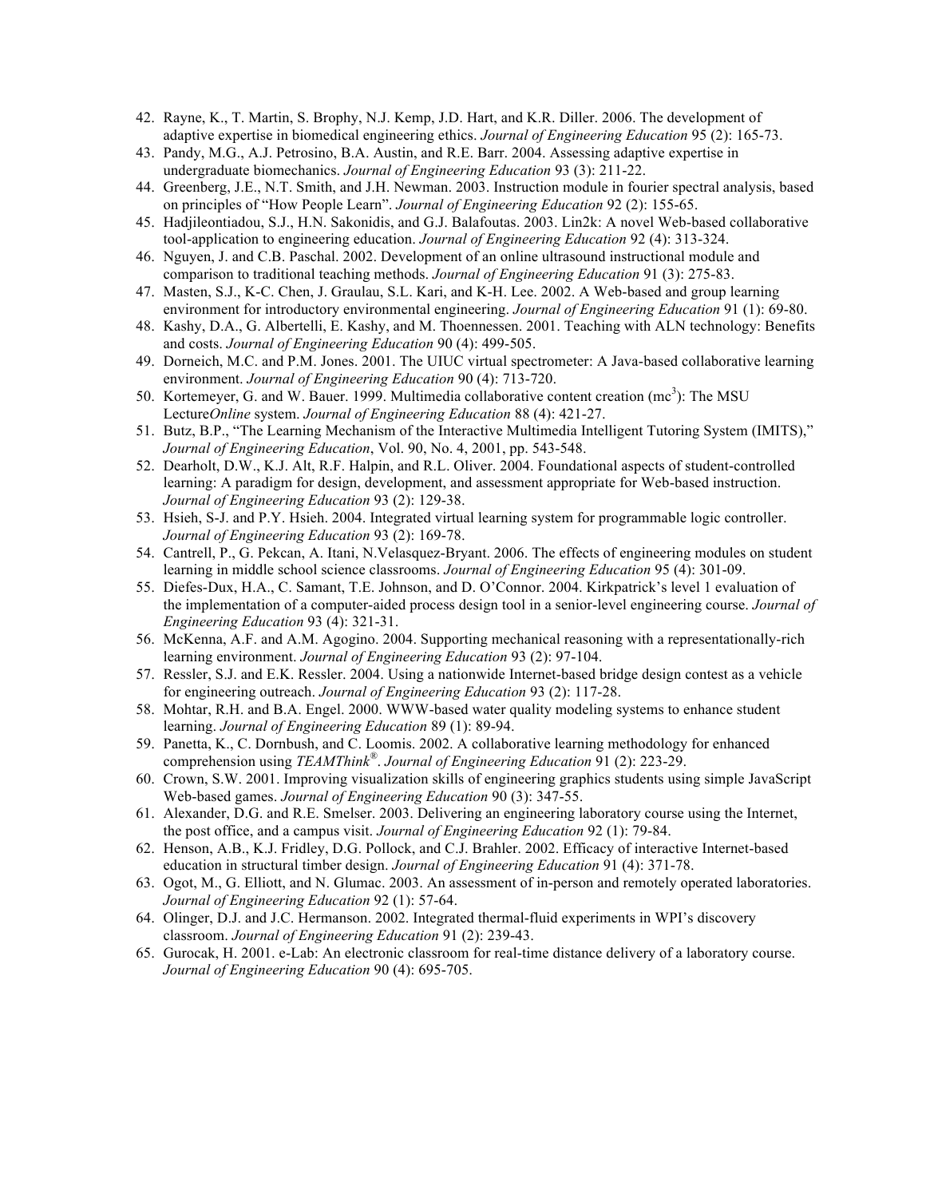42. Rayne, K., T. Martin, S. Brophy, N.J. Kemp, J.D. Hart, and K.R. Diller. 2006. The development of adaptive expertise in biomedical engineering ethics. *Journal of Engineering Education* 95 (2): 165-73.
43. Pandy, M.G., A.J. Petrosino, B.A. Austin, and R.E. Barr. 2004. Assessing adaptive expertise in undergraduate biomechanics. *Journal of Engineering Education* 93 (3): 211-22.
44. Greenberg, J.E., N.T. Smith, and J.H. Newman. 2003. Instruction module in fourier spectral analysis, based on principles of "How People Learn". *Journal of Engineering Education* 92 (2): 155-65.
45. Hadjileontiadou, S.J., H.N. Sakonidis, and G.J. Balafoutas. 2003. Lin2k: A novel Web-based collaborative tool-application to engineering education. *Journal of Engineering Education* 92 (4): 313-324.
46. Nguyen, J. and C.B. Paschal. 2002. Development of an online ultrasound instructional module and comparison to traditional teaching methods. *Journal of Engineering Education* 91 (3): 275-83.
47. Masten, S.J., K-C. Chen, J. Graulau, S.L. Kari, and K-H. Lee. 2002. A Web-based and group learning environment for introductory environmental engineering. *Journal of Engineering Education* 91 (1): 69-80.
48. Kashy, D.A., G. Albertelli, E. Kashy, and M. Thoennessen. 2001. Teaching with ALN technology: Benefits and costs. *Journal of Engineering Education* 90 (4): 499-505.
49. Dorneich, M.C. and P.M. Jones. 2001. The UIUC virtual spectrometer: A Java-based collaborative learning environment. *Journal of Engineering Education* 90 (4): 713-720.
50. Kortemeyer, G. and W. Bauer. 1999. Multimedia collaborative content creation ($mc^3$): The MSU Lecture*Online* system. *Journal of Engineering Education* 88 (4): 421-27.
51. Butz, B.P., "The Learning Mechanism of the Interactive Multimedia Intelligent Tutoring System (IMITS)," *Journal of Engineering Education*, Vol. 90, No. 4, 2001, pp. 543-548.
52. Dearholt, D.W., K.J. Alt, R.F. Halpin, and R.L. Oliver. 2004. Foundational aspects of student-controlled learning: A paradigm for design, development, and assessment appropriate for Web-based instruction. *Journal of Engineering Education* 93 (2): 129-38.
53. Hsieh, S-J. and P.Y. Hsieh. 2004. Integrated virtual learning system for programmable logic controller. *Journal of Engineering Education* 93 (2): 169-78.
54. Cantrell, P., G. Pekcan, A. Itani, N.Velasquez-Bryant. 2006. The effects of engineering modules on student learning in middle school science classrooms. *Journal of Engineering Education* 95 (4): 301-09.
55. Diefes-Dux, H.A., C. Samant, T.E. Johnson, and D. O'Connor. 2004. Kirkpatrick's level 1 evaluation of the implementation of a computer-aided process design tool in a senior-level engineering course. *Journal of Engineering Education* 93 (4): 321-31.
56. McKenna, A.F. and A.M. Agogino. 2004. Supporting mechanical reasoning with a representationally-rich learning environment. *Journal of Engineering Education* 93 (2): 97-104.
57. Ressler, S.J. and E.K. Ressler. 2004. Using a nationwide Internet-based bridge design contest as a vehicle for engineering outreach. *Journal of Engineering Education* 93 (2): 117-28.
58. Mohtar, R.H. and B.A. Engel. 2000. WWW-based water quality modeling systems to enhance student learning. *Journal of Engineering Education* 89 (1): 89-94.
59. Panetta, K., C. Dornbush, and C. Loomis. 2002. A collaborative learning methodology for enhanced comprehension using *TEAMThink®*. *Journal of Engineering Education* 91 (2): 223-29.
60. Crown, S.W. 2001. Improving visualization skills of engineering graphics students using simple JavaScript Web-based games. *Journal of Engineering Education* 90 (3): 347-55.
61. Alexander, D.G. and R.E. Smelser. 2003. Delivering an engineering laboratory course using the Internet, the post office, and a campus visit. *Journal of Engineering Education* 92 (1): 79-84.
62. Henson, A.B., K.J. Fridley, D.G. Pollock, and C.J. Brahler. 2002. Efficacy of interactive Internet-based education in structural timber design. *Journal of Engineering Education* 91 (4): 371-78.
63. Ogot, M., G. Elliott, and N. Glumac. 2003. An assessment of in-person and remotely operated laboratories. *Journal of Engineering Education* 92 (1): 57-64.
64. Olinger, D.J. and J.C. Hermanson. 2002. Integrated thermal-fluid experiments in WPI's discovery classroom. *Journal of Engineering Education* 91 (2): 239-43.
65. Gurocak, H. 2001. e-Lab: An electronic classroom for real-time distance delivery of a laboratory course. *Journal of Engineering Education* 90 (4): 695-705.